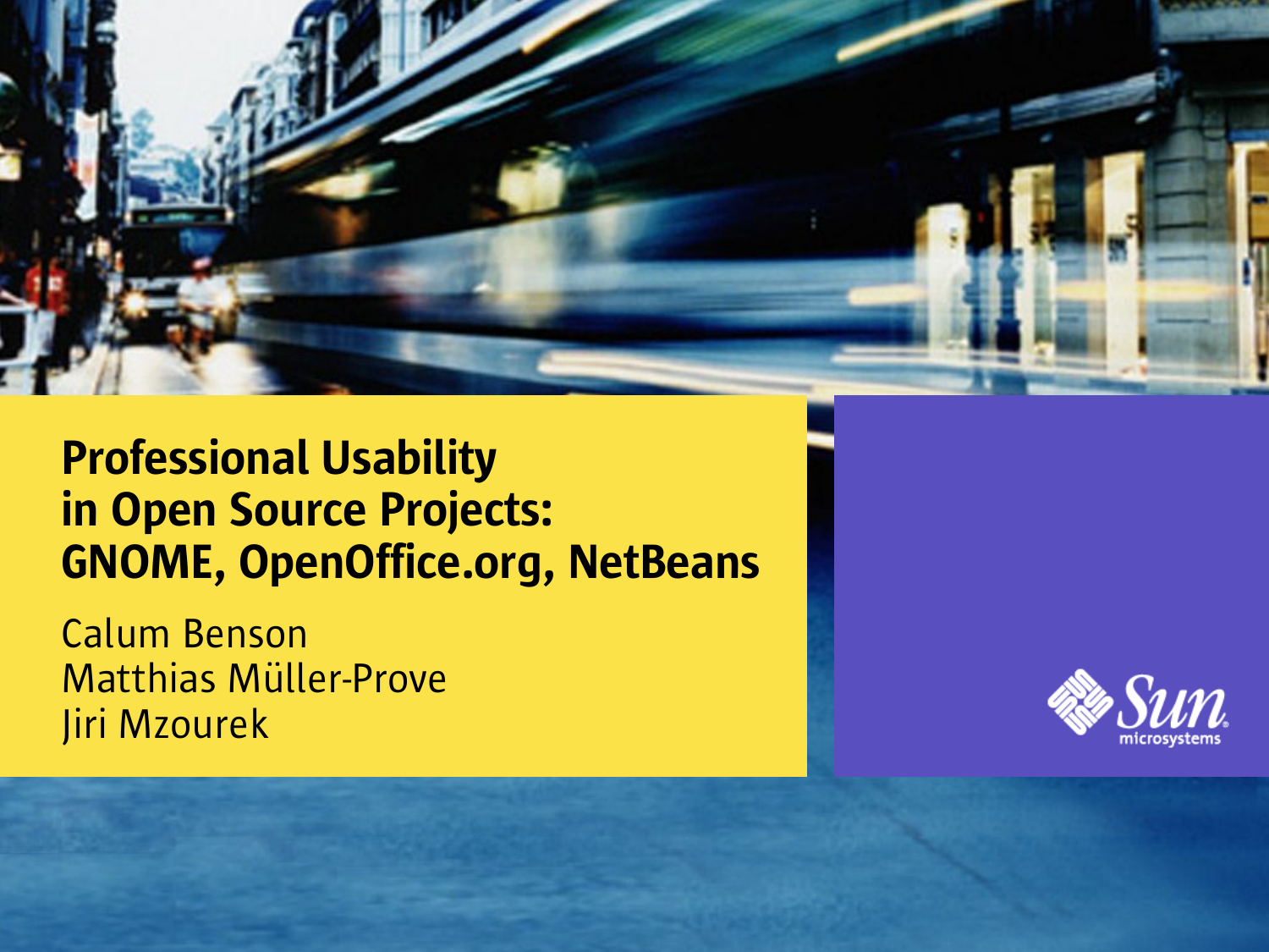# Professional Usability in Open Source Projects: GNOME, OpenOffice.org, NetBeans

Calum Benson
Matthias Müller-Prove
Jiri Mzourek

Sun microsystems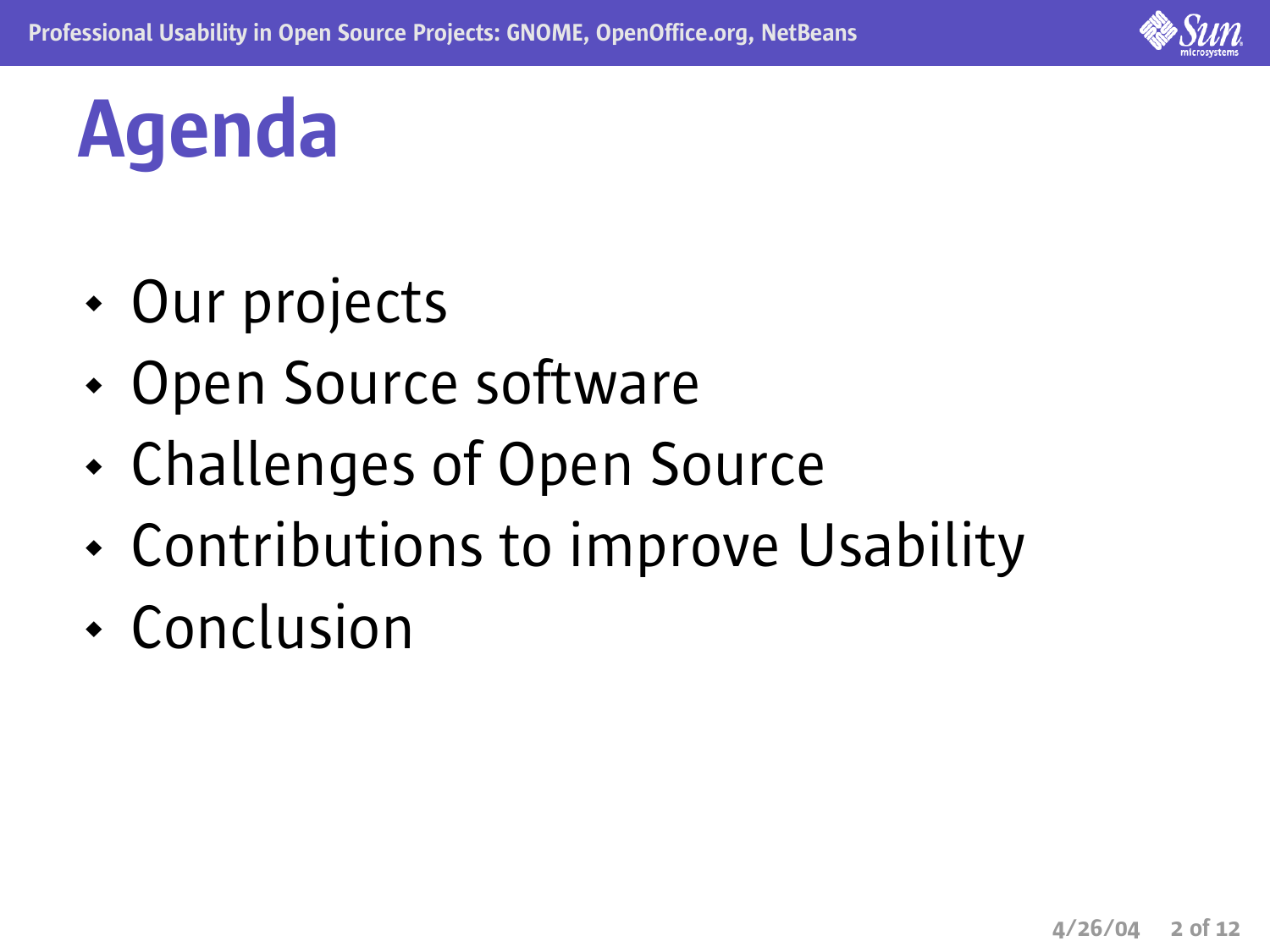# Agenda

- Our projects
- Open Source software
- Challenges of Open Source
- Contributions to improve Usability
- Conclusion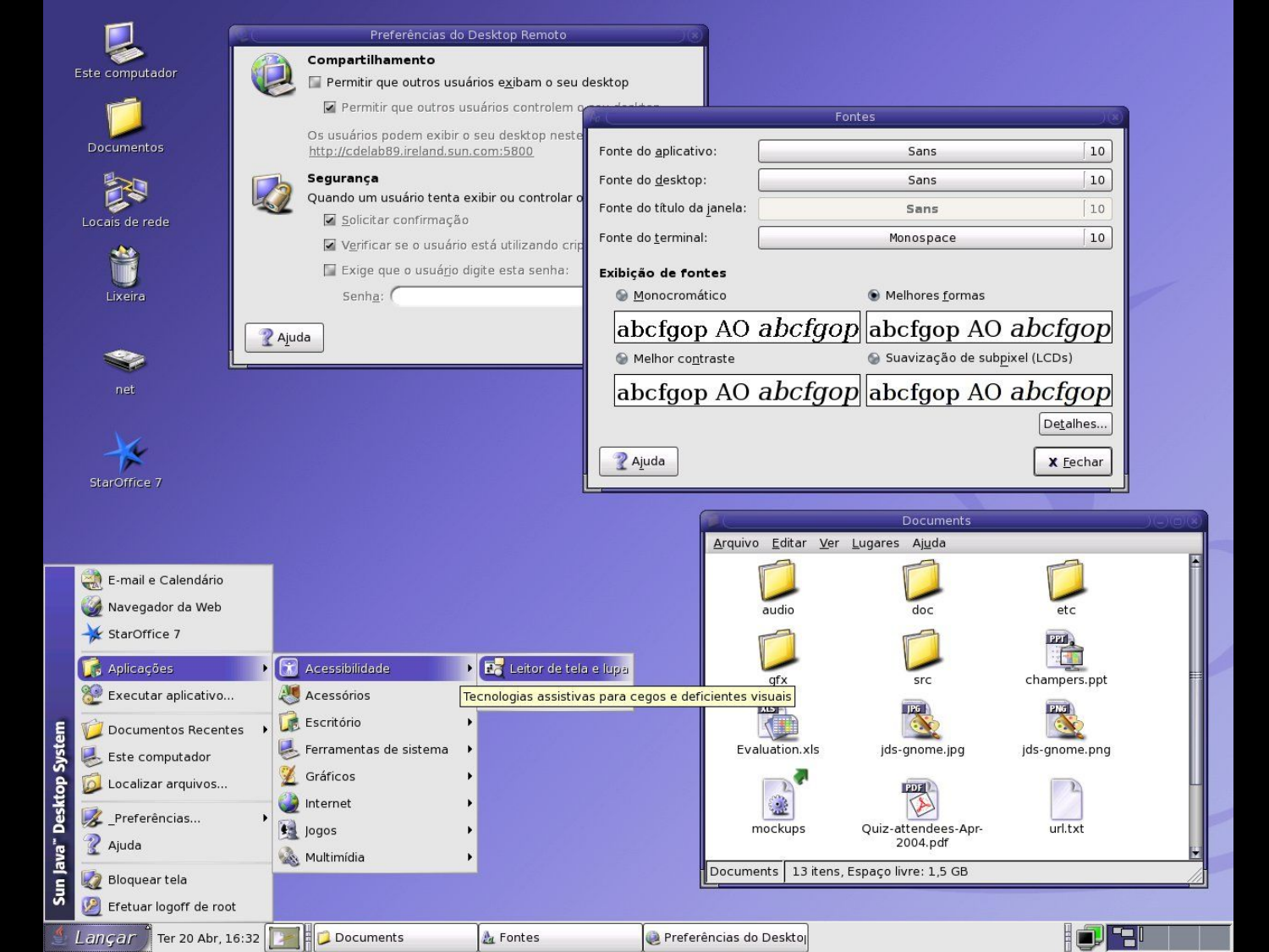Este computador

Documentos

Locais de rede

Lixeira

net

StarOffice 7

**Preferências do Desktop Remoto**

**Compartilhamento**

- [ ] Permitir que outros usuários exibam o seu desktop
- [x] Permitir que outros usuários controlem o seu desktop

Os usuários podem exibir o seu desktop neste
http://cdelab89.ireland.sun.com:5800

**Segurança**

Quando um usuário tenta exibir ou controlar o

- [x] Solicitar confirmação
- [x] Verificar se o usuário está utilizando crip
- [ ] Exige que o usuário digite esta senha:

Senha:

Ajuda

**Fontes**

| | | |
|---|---|---|
| Fonte do aplicativo: | Sans | 10 |
| Fonte do desktop: | Sans | 10 |
| Fonte do título da janela: | Sans | 10 |
| Fonte do terminal: | Monospace | 10 |

**Exibição de fontes**

- Monocromático — abcfgop AO *abcfgop*
- Melhores formas — abcfgop AO *abcfgop*
- Melhor contraste — abcfgop AO *abcfgop*
- Suavização de subpixel (LCDs) — abcfgop AO *abcfgop*

Detalhes...

Ajuda | Fechar

**Documents**

Arquivo Editar Ver Lugares Ajuda

audio, doc, etc, gfx, src, champers.ppt, Evaluation.xls, jds-gnome.jpg, jds-gnome.png, mockups, Quiz-attendees-Apr-2004.pdf, url.txt

Documents | 13 itens, Espaço livre: 1,5 GB

Sun Java™ Desktop System

- E-mail e Calendário
- Navegador da Web
- StarOffice 7
- Aplicações
  - Acessibilidade
    - Leitor de tela e lupa
  - Acessórios
  - Escritório
  - Ferramentas de sistema
  - Gráficos
  - Internet
  - Jogos
  - Multimídia
- Executar aplicativo...
- Documentos Recentes
- Este computador
- Localizar arquivos...
- Preferências...
- Ajuda
- Bloquear tela
- Efetuar logoff de root

Tecnologias assistivas para cegos e deficientes visuais

Lançar | Ter 20 Abr, 16:32 | Documents | Fontes | Preferências do Desktop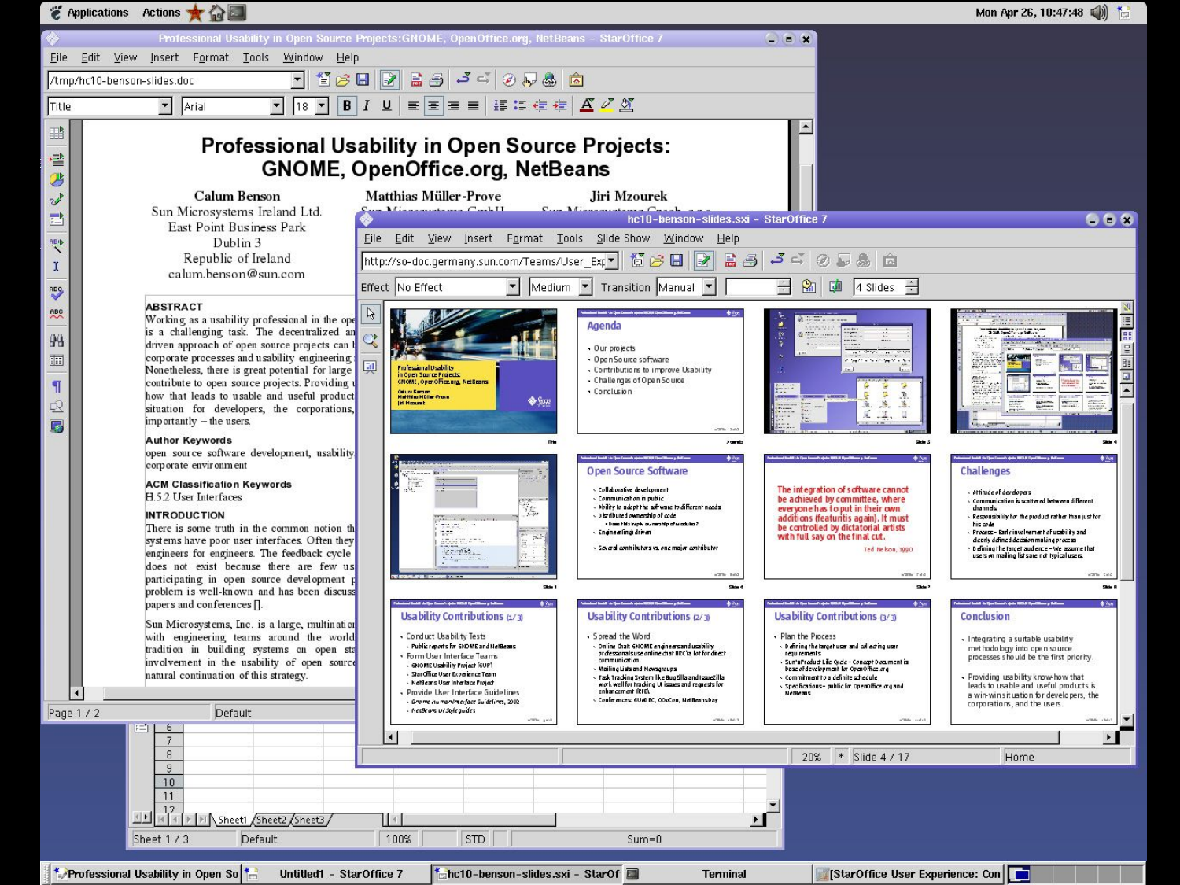# Professional Usability in Open Source Projects: GNOME, OpenOffice.org, NetBeans

**Calum Benson**
Sun Microsystems Ireland Ltd.
East Point Business Park
Dublin 3
Republic of Ireland
calum.benson@sun.com

**Matthias Müller-Prove**

**Jiri Mzourek**

**ABSTRACT**

Working as a usability professional in the ope
is a challenging task. The decentralized an
driven approach of open source projects can l
corporate processes and usability engineering
Nonetheless, there is great potential for large
contribute to open source projects. Providing u
how that leads to usable and useful product
situation for developers, the corporations,
importantly – the users.

**Author Keywords**

open source software development, usability
corporate environment

**ACM Classification Keywords**

H.5.2 User Interfaces

**INTRODUCTION**

There is some truth in the common notion th
systems have poor user interfaces. Often they
engineers for engineers. The feedback cycle
does not exist because there are few us
participating in open source development p
problem is well-known and has been discuss
papers and conferences [].

Sun Microsystems, Inc. is a large, multination
with engineering teams around the world
tradition in building systems on open sta
involvement in the open source
natural continuation of this strategy.

## Agenda

- Our projects
- Open Source software
- Contributions to improve Usability
- Challenges of Open Source
- Conclusion

## Open Source Software

- Collaborative development
- Communication in public
- Ability to adapt the software to different needs
- Distributed ownership of code
- Engineering driven
- Several contributors vs. one major contributor

The integration of software cannot be achieved by committee, where everyone has to put in their own additions (featuritis again). It must be controlled by dictatorial artists with full say on the final cut.

Ted Nelson, 1990

## Challenges

- Attitude of developers
- Communication is scattered between different channels
- Responsibility for the product rather than just for his code
- Process – Early involvement of usability and clearly defined decision making process
- Defining the target audience – We assume that users on mailing list are not typical users

## Usability Contributions (1/3)

- Conduct Usability Tests
  - Public reports for GNOME and NetBeans
- Form User Interface Teams
  - GNOME Usability Project (GUP)
  - StarOffice User Experience Team
  - NetBeans User Interface Project
- Provide User Interface Guidelines
  - Gnome Human Interface Guidelines, 2002
  - NetBeans UI Style guides

## Usability Contributions (2/3)

- Spread the Word
  - Online chat: GNOME engineers and usability professionals use online chat (IRC) a lot for direct communication
  - Mailing Lists and Newsgroups
  - Task Tracking System like BugZilla and IssueZilla work well for tracking UI issues and requests for enhancement (RFE)
  - Conferences: GUADEC, OOoCon, NetBeansDay

## Usability Contributions (3/3)

- Plan the Process
  - Defining the target user and collecting user requirements
  - Sun's Product Life Cycle – Concept Document is base of development for OpenOffice.org
  - Commitment to a definite schedule
  - Specifications – public for OpenOffice.org and NetBeans

## Conclusion

- Integrating a suitable usability methodology into open source processes should be the first priority.
- Providing usability know-how that leads to usable and useful products is a win-win situation for developers, the corporations, and the users.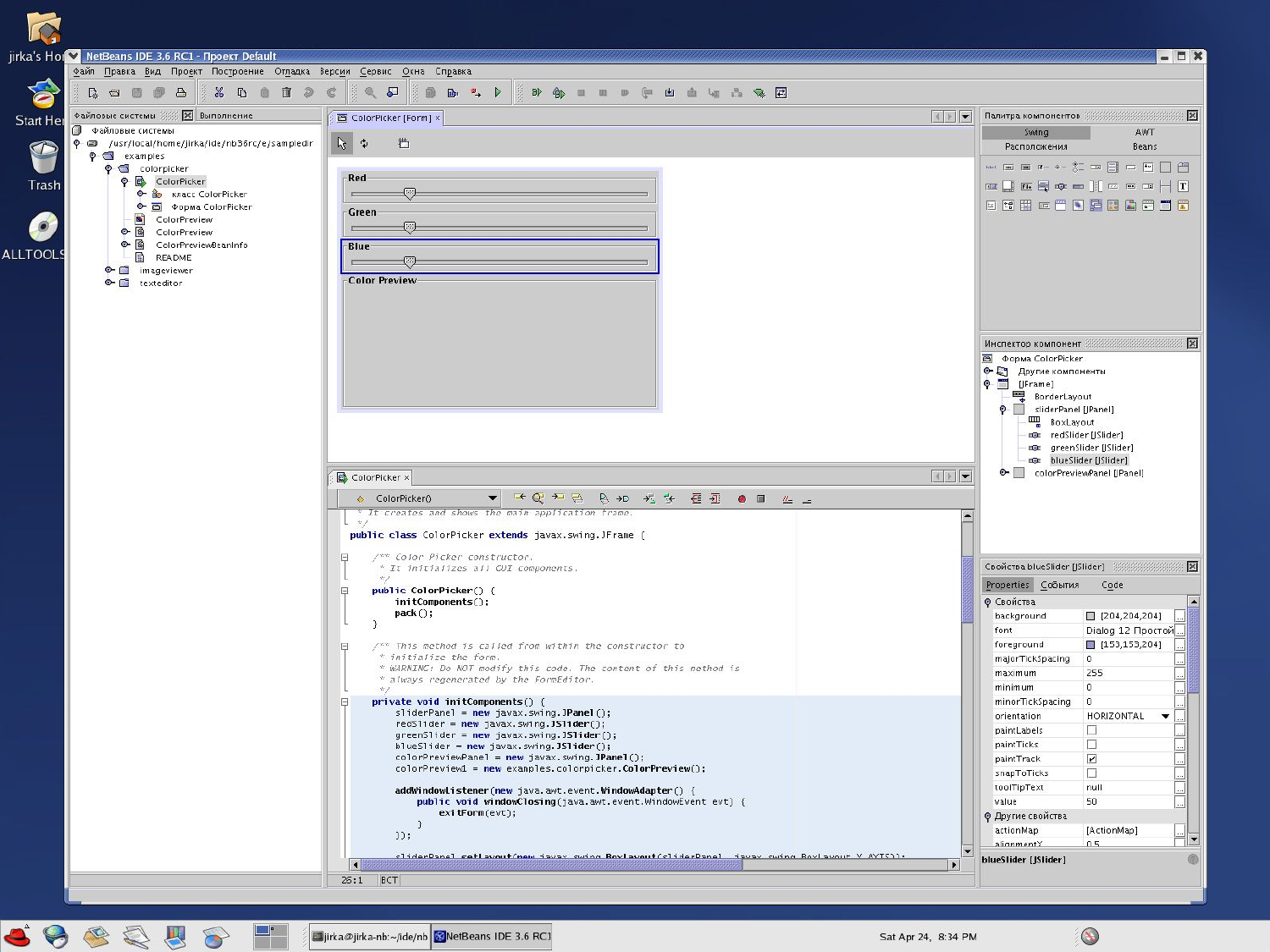NetBeans IDE 3.6 RC1 - Проект Default

Файл Правка Вид Проект Построение Отладка Версии Сервис Окна Справка

Файловые системы | Выполнение

- Файловые системы
  - /usr/local/home/jirka/ide/nb36rc/e/sampledir
    - examples
      - colorpicker
        - ColorPicker
          - класс ColorPicker
          - Форма ColorPicker
        - ColorPreview
        - ColorPreview
        - ColorPreviewBeanInfo
        - README
      - imageviewer
      - texteditor

ColorPicker [Form]

Red

Green

Blue

Color Preview

ColorPicker

ColorPicker()

```java
 * It creates and shows the main application frame.
 */
public class ColorPicker extends javax.swing.JFrame {

    /** Color Picker constructor.
     * It initializes all GUI components.
     */
    public ColorPicker() {
        initComponents();
        pack();
    }

    /** This method is called from within the constructor to
     * initialize the form.
     * WARNING: Do NOT modify this code. The content of this method is
     * always regenerated by the FormEditor.
     */
    private void initComponents() {
        sliderPanel = new javax.swing.JPanel();
        redSlider = new javax.swing.JSlider();
        greenSlider = new javax.swing.JSlider();
        blueSlider = new javax.swing.JSlider();
        colorPreviewPanel = new javax.swing.JPanel();
        colorPreview1 = new examples.colorpicker.ColorPreview();

        addWindowListener(new java.awt.event.WindowAdapter() {
            public void windowClosing(java.awt.event.WindowEvent evt) {
                exitForm(evt);
            }
        });

        sliderPanel.setLayout(new javax.swing.BoxLayout(sliderPanel, javax.swing.BoxLayout.Y_AXIS));
```

26:1 ВСТ

Палитра компонентов: Swing | AWT | Расположения | Beans

Инспектор компонент

- Форма ColorPicker
  - Другие компоненты
  - [JFrame]
    - BorderLayout
    - sliderPanel [JPanel]
      - BoxLayout
      - redSlider [JSlider]
      - greenSlider [JSlider]
      - blueSlider [JSlider]
    - colorPreviewPanel [JPanel]

Свойства blueSlider [JSlider]

Properties | События | Code

| Свойства | |
|---|---|
| background | [204,204,204] |
| font | Dialog 12 Простой |
| foreground | [153,153,204] |
| majorTickSpacing | 0 |
| maximum | 255 |
| minimum | 0 |
| minorTickSpacing | 0 |
| orientation | HORIZONTAL |
| paintLabels | |
| paintTicks | |
| paintTrack | ✓ |
| snapToTicks | |
| toolTipText | null |
| value | 50 |
| Другие свойства | |
| actionMap | [ActionMap] |
| alignmentX | 0.5 |

blueSlider [JSlider]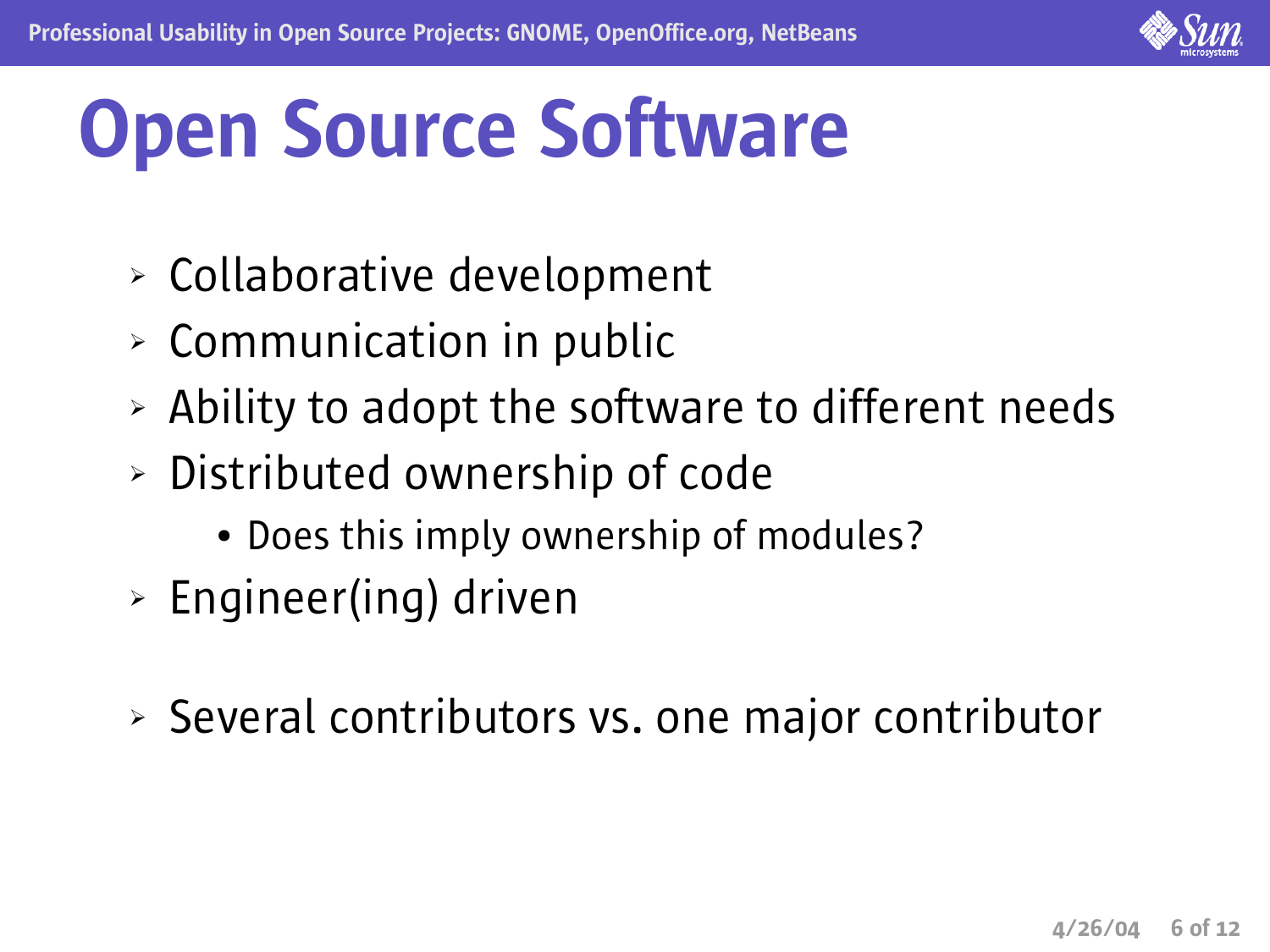# Open Source Software

- Collaborative development
- Communication in public
- Ability to adopt the software to different needs
- Distributed ownership of code
  - Does this imply ownership of modules?
- Engineer(ing) driven

- Several contributors vs. one major contributor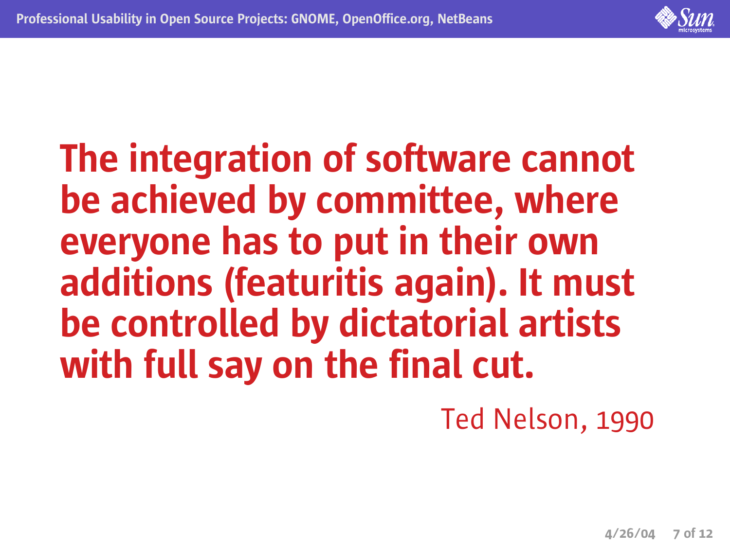**The integration of software cannot be achieved by committee, where everyone has to put in their own additions (featuritis again). It must be controlled by dictatorial artists with full say on the final cut.**

Ted Nelson, 1990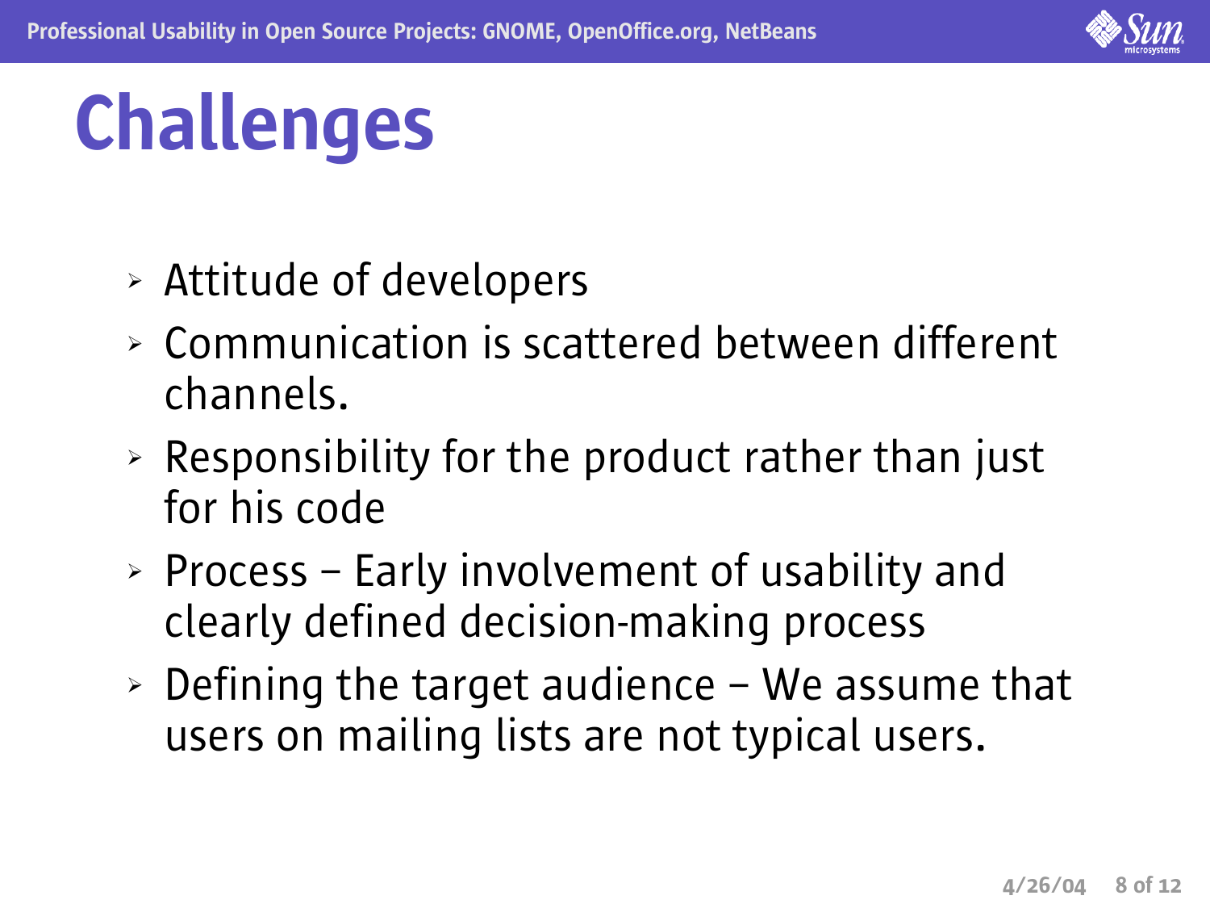# Challenges

- Attitude of developers
- Communication is scattered between different channels.
- Responsibility for the product rather than just for his code
- Process – Early involvement of usability and clearly defined decision-making process
- Defining the target audience – We assume that users on mailing lists are not typical users.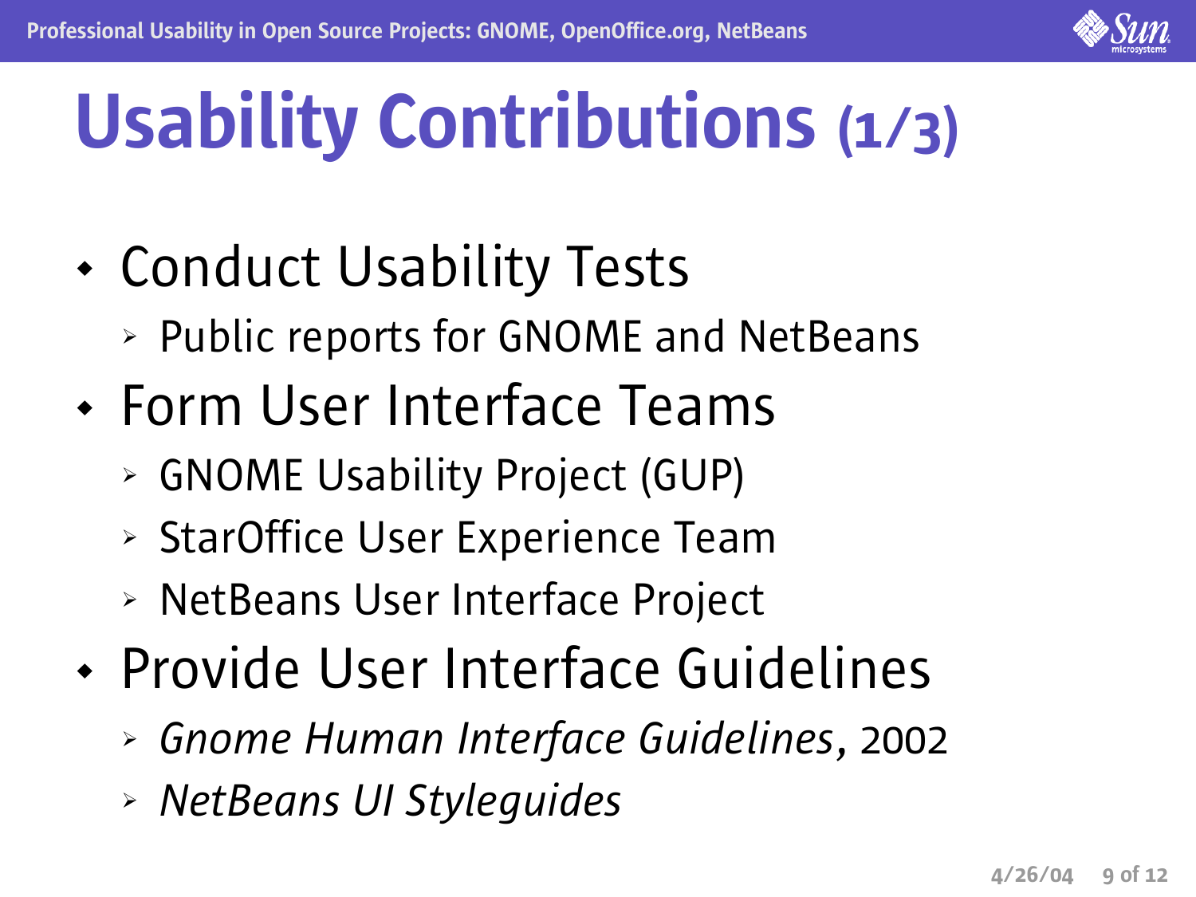# Usability Contributions (1/3)

- Conduct Usability Tests
  - Public reports for GNOME and NetBeans
- Form User Interface Teams
  - GNOME Usability Project (GUP)
  - StarOffice User Experience Team
  - NetBeans User Interface Project
- Provide User Interface Guidelines
  - *Gnome Human Interface Guidelines*, 2002
  - *NetBeans UI Styleguides*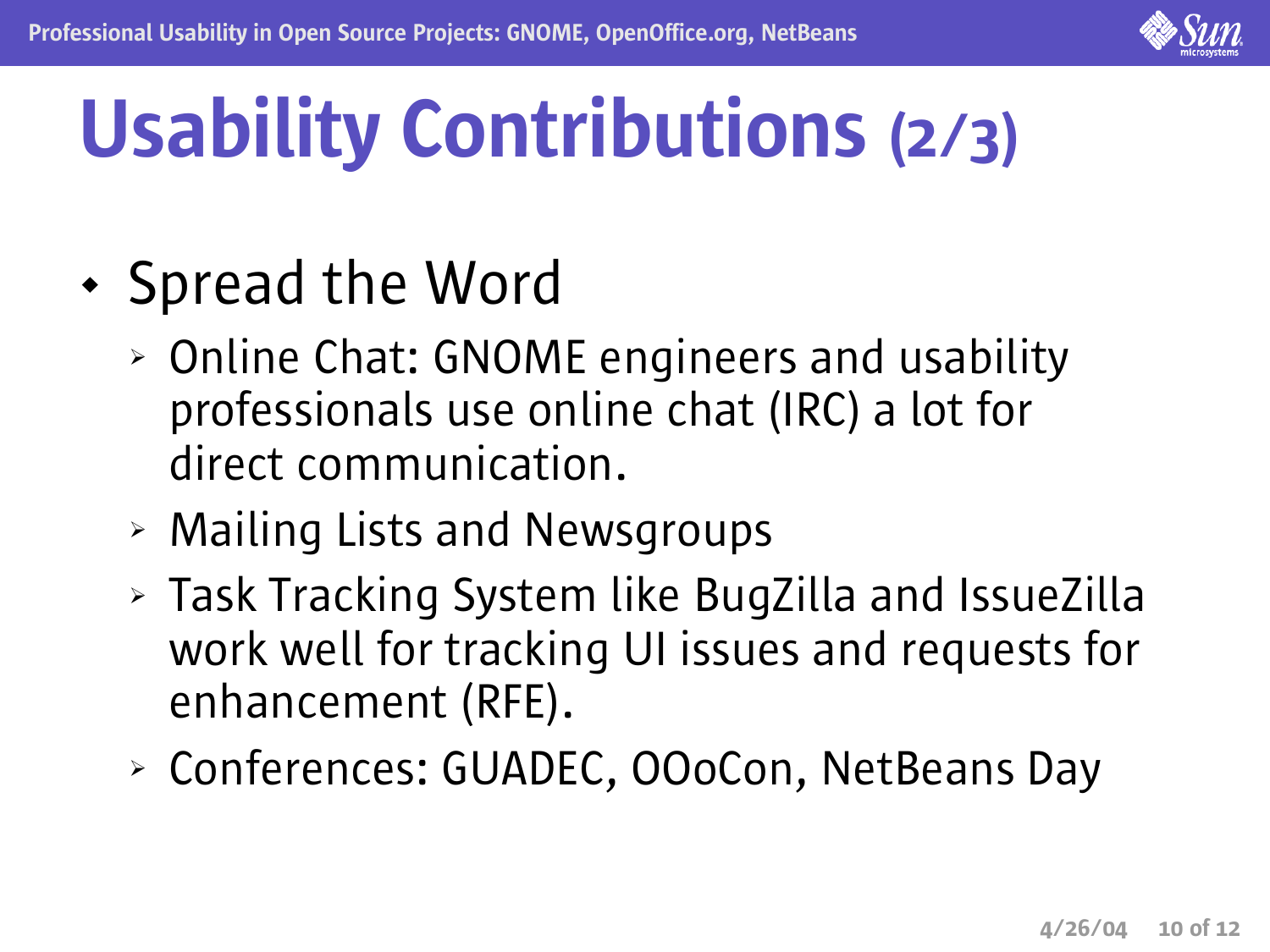# Usability Contributions (2/3)

- Spread the Word
  - Online Chat: GNOME engineers and usability professionals use online chat (IRC) a lot for direct communication.
  - Mailing Lists and Newsgroups
  - Task Tracking System like BugZilla and IssueZilla work well for tracking UI issues and requests for enhancement (RFE).
  - Conferences: GUADEC, OOoCon, NetBeans Day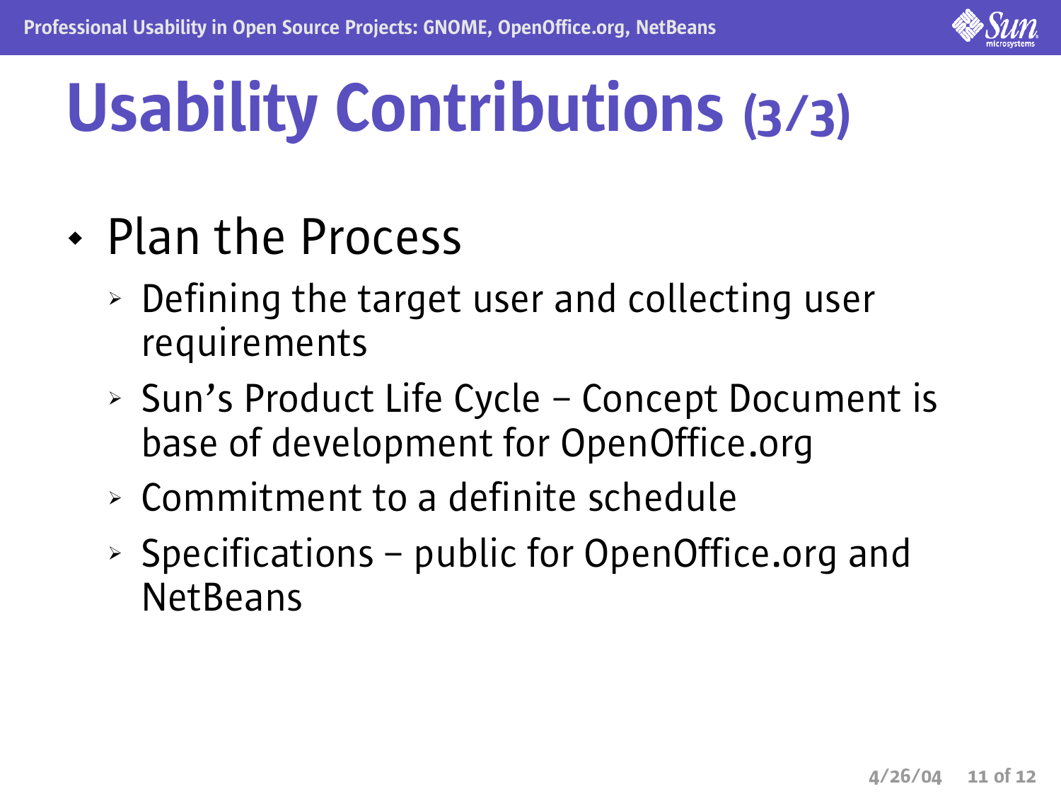# Usability Contributions (3/3)

- Plan the Process
  - Defining the target user and collecting user requirements
  - Sun's Product Life Cycle – Concept Document is base of development for OpenOffice.org
  - Commitment to a definite schedule
  - Specifications – public for OpenOffice.org and NetBeans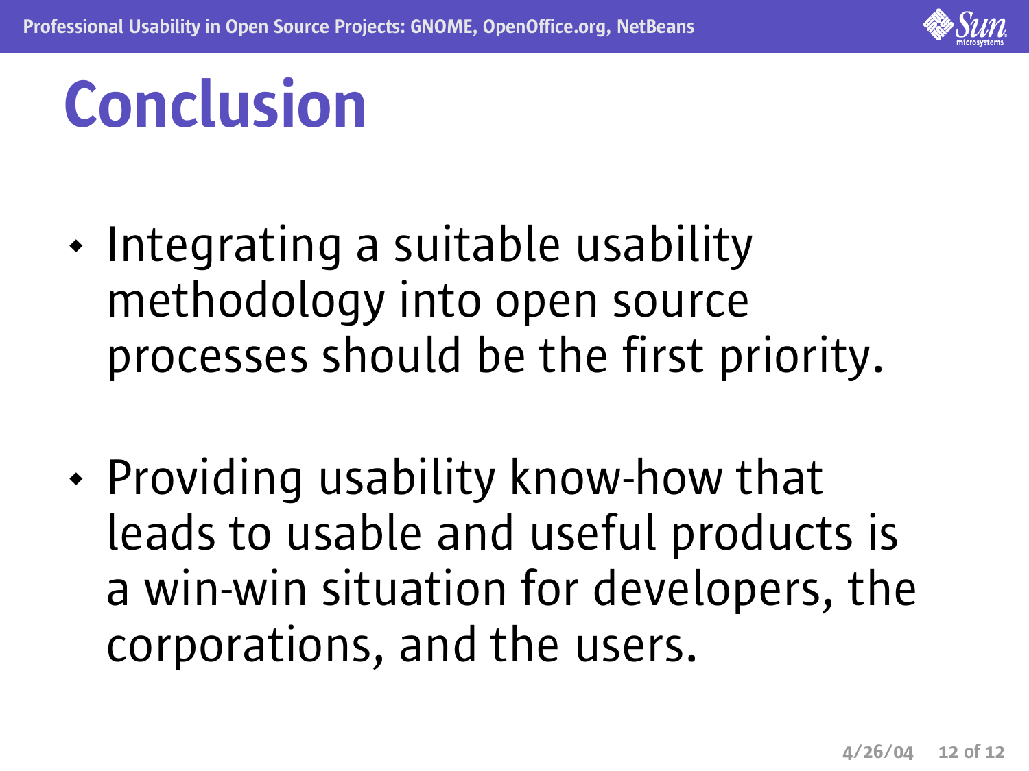# Conclusion

- Integrating a suitable usability methodology into open source processes should be the first priority.
- Providing usability know-how that leads to usable and useful products is a win-win situation for developers, the corporations, and the users.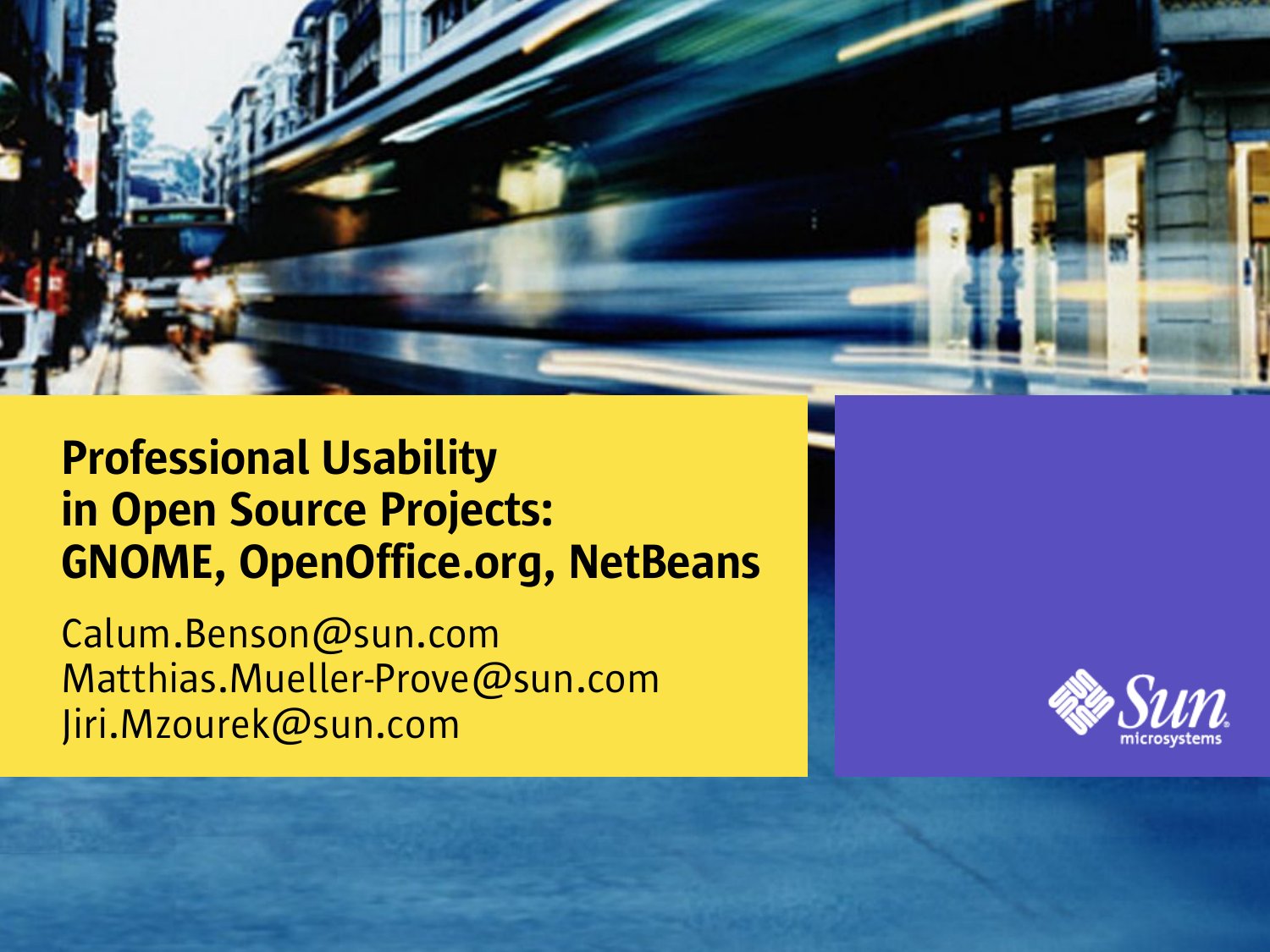# Professional Usability in Open Source Projects: GNOME, OpenOffice.org, NetBeans

Calum.Benson@sun.com
Matthias.Mueller-Prove@sun.com
Jiri.Mzourek@sun.com